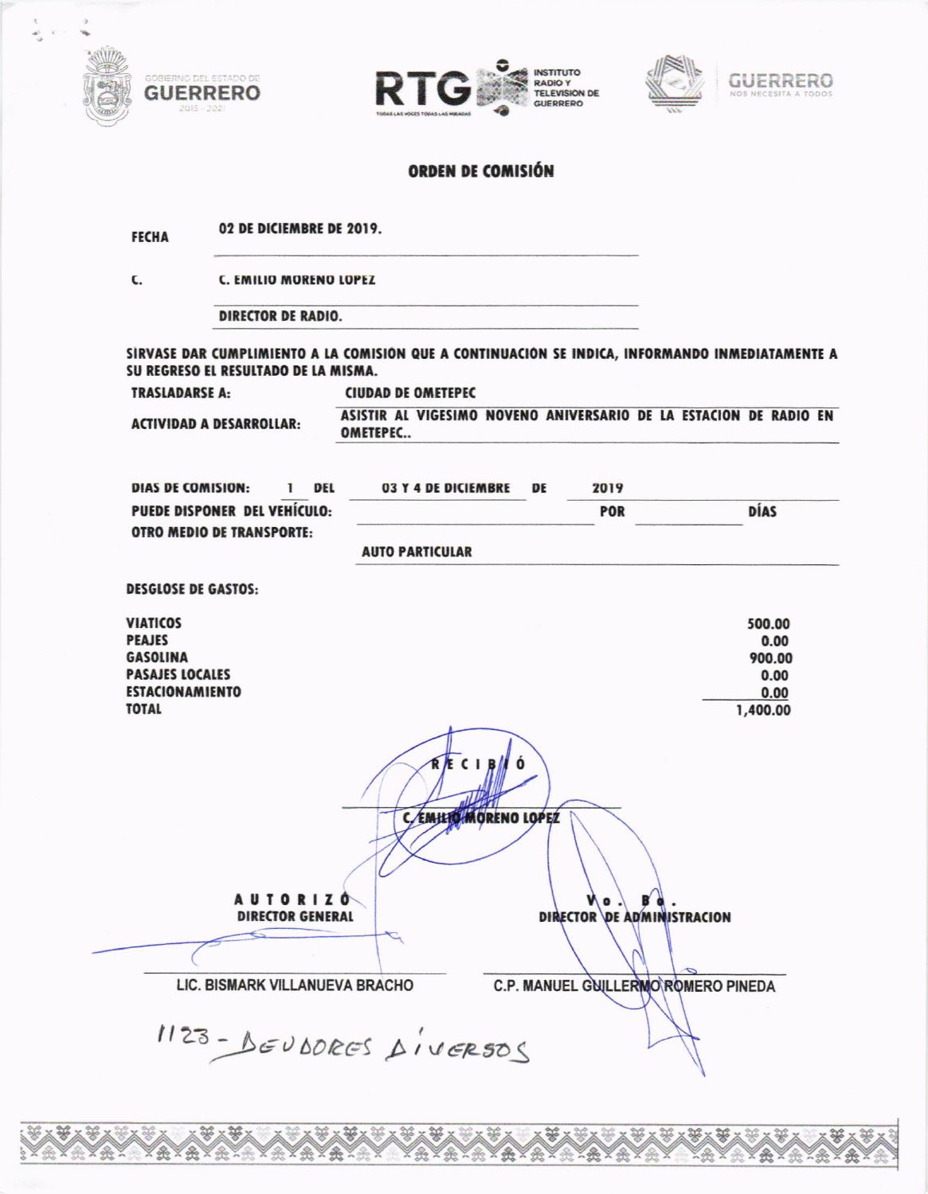GOBIERNO DEL ESTADO DE GUERRERO 2015 - 2021

RTG INSTITUTO RADIO Y TELEVISIÓN DE GUERRERO — TODAS LAS VOCES TODAS LAS MIRADAS

GUERRERO NOS NECESITA A TODOS

## ORDEN DE COMISIÓN

**FECHA** 02 DE DICIEMBRE DE 2019.

**C.** C. EMILIO MORENO LOPEZ

DIRECTOR DE RADIO.

**SIRVASE DAR CUMPLIMIENTO A LA COMISION QUE A CONTINUACION SE INDICA, INFORMANDO INMEDIATAMENTE A SU REGRESO EL RESULTADO DE LA MISMA.**

**TRASLADARSE A:** CIUDAD DE OMETEPEC

**ACTIVIDAD A DESARROLLAR:** ASISTIR AL VIGESIMO NOVENO ANIVERSARIO DE LA ESTACION DE RADIO EN OMETEPEC..

**DIAS DE COMISION:** 1 **DEL** 03 Y 4 DE DICIEMBRE **DE** 2019

**PUEDE DISPONER DEL VEHÍCULO:** ______ **POR** ______ **DÍAS**

**OTRO MEDIO DE TRANSPORTE:** AUTO PARTICULAR

**DESGLOSE DE GASTOS:**

| | |
|---|---|
| VIATICOS | 500.00 |
| PEAJES | 0.00 |
| GASOLINA | 900.00 |
| PASAJES LOCALES | 0.00 |
| ESTACIONAMIENTO | 0.00 |
| TOTAL | 1,400.00 |

RECIBIÓ

C. EMILIO MORENO LOPEZ

AUTORIZÓ
DIRECTOR GENERAL

LIC. BISMARK VILLANUEVA BRACHO

Vo. Bo.
DIRECTOR DE ADMINISTRACION

C.P. MANUEL GUILLERMO ROMERO PINEDA

1123 - DEUDORES DIVERSOS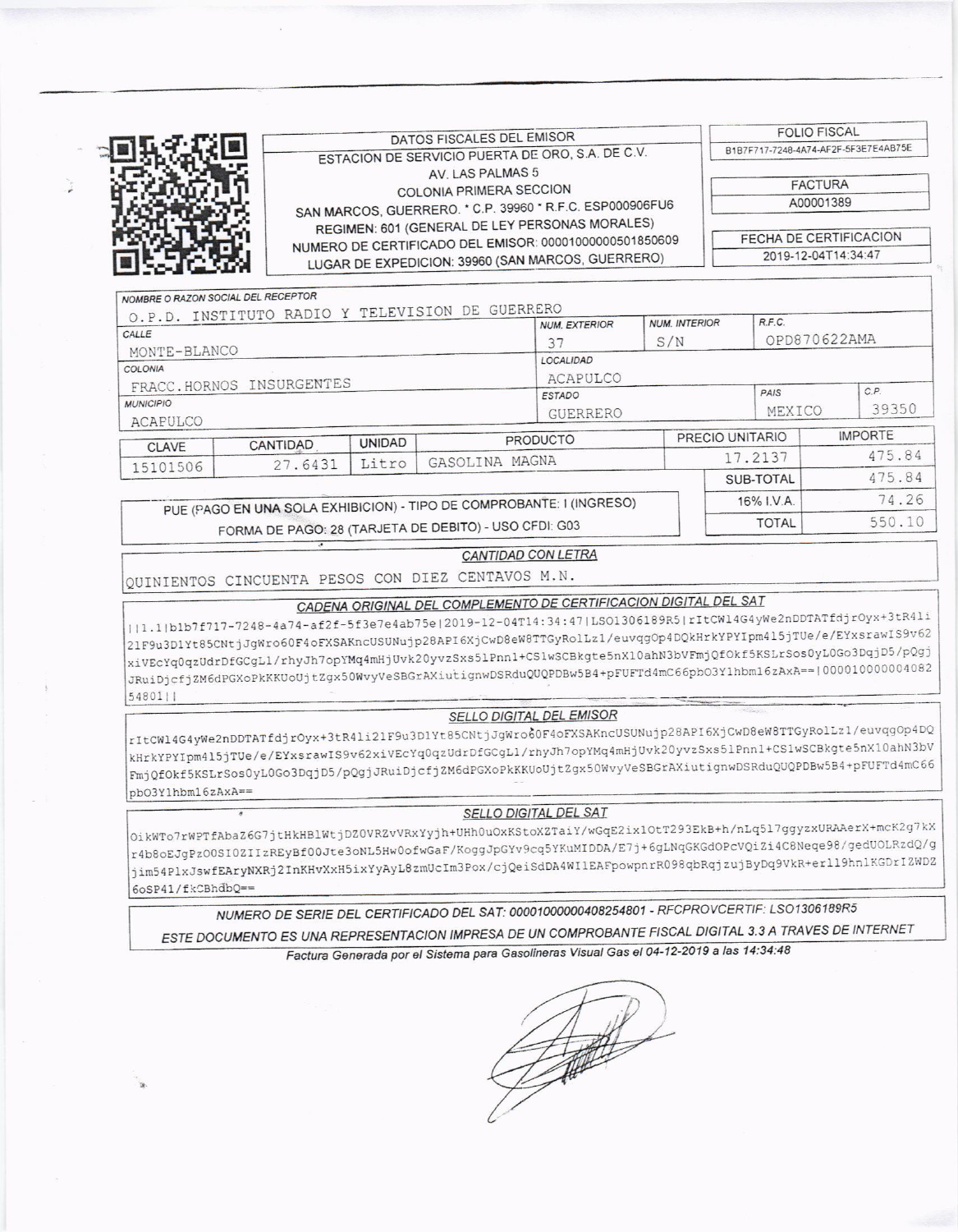**DATOS FISCALES DEL EMISOR**

ESTACION DE SERVICIO PUERTA DE ORO, S.A. DE C.V.
AV. LAS PALMAS 5
COLONIA PRIMERA SECCION
SAN MARCOS, GUERRERO. * C.P. 39960 * R.F.C. ESP000906FU6
REGIMEN: 601 (GENERAL DE LEY PERSONAS MORALES)
NUMERO DE CERTIFICADO DEL EMISOR: 00001000000501850609
LUGAR DE EXPEDICION: 39960 (SAN MARCOS, GUERRERO)

**FOLIO FISCAL**
B1B7F717-7248-4A74-AF2F-5F3E7E4AB75E

**FACTURA**
A00001389

**FECHA DE CERTIFICACION**
2019-12-04T14:34:47

| NOMBRE O RAZON SOCIAL DEL RECEPTOR | | | |
|---|---|---|---|
| O.P.D. INSTITUTO RADIO Y TELEVISION DE GUERRERO | | | |
| CALLE | NUM. EXTERIOR | NUM. INTERIOR | R.F.C. |
| MONTE-BLANCO | 37 | S/N | OPD870622AMA |
| COLONIA | LOCALIDAD | | |
| FRACC.HORNOS INSURGENTES | ACAPULCO | | |
| MUNICIPIO | ESTADO | PAIS | C.P. |
| ACAPULCO | GUERRERO | MEXICO | 39350 |

| CLAVE | CANTIDAD | UNIDAD | PRODUCTO | PRECIO UNITARIO | IMPORTE |
|---|---|---|---|---|---|
| 15101506 | 27.6431 | Litro | GASOLINA MAGNA | 17.2137 | 475.84 |
| | | | | SUB-TOTAL | 475.84 |
| | | | | 16% I.V.A. | 74.26 |
| | | | | TOTAL | 550.10 |

PUE (PAGO EN UNA SOLA EXHIBICION) - TIPO DE COMPROBANTE: I (INGRESO)
FORMA DE PAGO: 28 (TARJETA DE DEBITO) - USO CFDI: G03

**CANTIDAD CON LETRA**

QUINIENTOS CINCUENTA PESOS CON DIEZ CENTAVOS M.N.

**CADENA ORIGINAL DEL COMPLEMENTO DE CERTIFICACION DIGITAL DEL SAT**

||1.1|b1b7f717-7248-4a74-af2f-5f3e7e4ab75e|2019-12-04T14:34:47|LSO1306189R5|rItCWl4G4yWe2nDDTATfdjrOyx+3tR4li21F9u3D1Yt85CNtjJgWro60F4oFXSAKncUSUNujp28API6XjCwD8eW8TTGyRolLz1/euvqgOp4DQkHrkYPYIpm415jTUe/e/EYxsrawIS9v62xiVEcYq0qzUdrDfGCgLl/rhyJh7opYMq4mHjUvk20yvzSxs5lPnnl+CS1wSCBkgte5nX10ahN3bVFmjQfOkf5KSLrSos0yL0Go3DqjD5/pQgjJRuiDjcfjZM6dPGXoPkKKUoUjtZgx50WvyVeSBGrAXiutignwDSRduQUQPDBw5B4+pFUFTd4mC66pbO3Y1hbml6zAxA==|00001000000408254801||

**SELLO DIGITAL DEL EMISOR**

rItCWl4G4yWe2nDDTATfdjrOyx+3tR4li21F9u3D1Yt85CNtjJgWro60F4oFXSAKncUSUNujp28API6XjCwD8eW8TTGyRolLz1/euvqgOp4DQkHrkYPYIpm415jTUe/e/EYxsrawIS9v62xiVEcYq0qzUdrDfGCgLl/rhyJh7opYMq4mHjUvk20yvzSxs5lPnnl+CS1wSCBkgte5nX10ahN3bVFmjQfOkf5KSLrSos0yL0Go3DqjD5/pQgjJRuiDjcfjZM6dPGXoPkKKUoUjtZgx50WvyVeSBGrAXiutignwDSRduQUQPDBw5B4+pFUFTd4mC66pbO3Y1hbml6zAxA==

**SELLO DIGITAL DEL SAT**

OikWTo7rWPTfAbaZ6G7jtHkHBlWtjDZ0VRZvVRxYyjh+UHh0uOxKStoXZTaiY/wGqE2ix1OtT293EkB+h/nLq5l7ggyzxURAAerX+mcK2g7kXr4b8oEJgPzO0SI0ZIIzREyBf00Jte3oNL5Hw0ofwGaF/KoggJpGYv9cq5YKuMIDDA/E7j+6gLNqGKGdOPcVQiZi4C8Neqe98/gedUOLRzdQ/gjim54PlxJswfEAryNXRj2InKHvXxH5ixYyAyL8zmUcIm3Pox/cjQeiSdDA4WIlEAFpowpnrR098qbRqjzujByDq9VkR+erll9hnlKGDrIZWDZ6oSP41/fkCBhdbQ==

*NUMERO DE SERIE DEL CERTIFICADO DEL SAT: 00001000000408254801 - RFCPROVCERTIF: LSO1306189R5*

*ESTE DOCUMENTO ES UNA REPRESENTACION IMPRESA DE UN COMPROBANTE FISCAL DIGITAL 3.3 A TRAVES DE INTERNET*

*Factura Generada por el Sistema para Gasolineras Visual Gas el 04-12-2019 a las 14:34:48*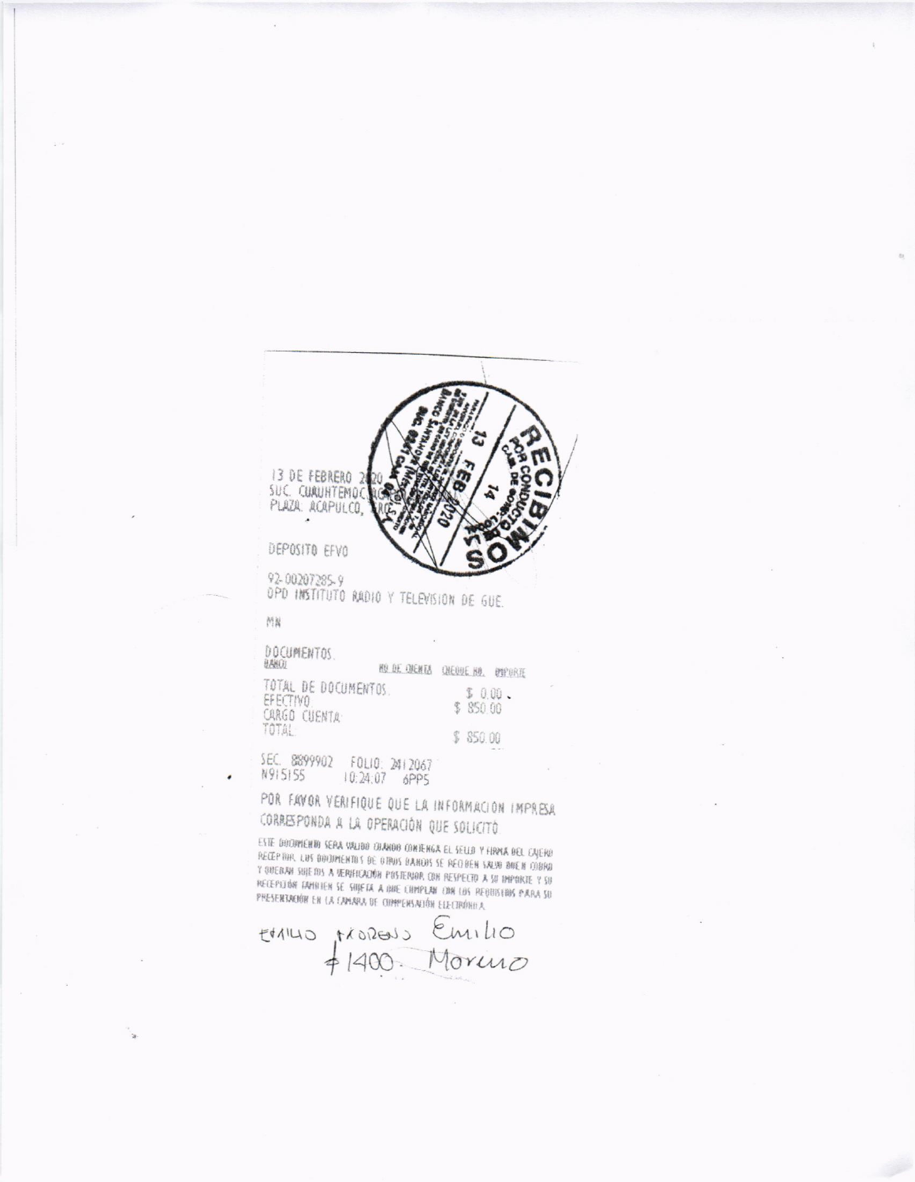13 DE FEBRERO 2020
SUC. CUAUHTEMOC ACA
PLAZA: ACAPULCO, GRO.

RECIBIMOS
POR CONDUCTO DE
13 FEB 2020
14
BANCO SANTANDER (MEXICO) S.A.
SUC. 0847

DEPOSITO EFVO

92-00207285-9
OPD INSTITUTO RADIO Y TELEVISION DE GUE.

MN

DOCUMENTOS.

| BANCO | NO DE CUENTA | CHEQUE NO. | IMPORTE |
| --- | --- | --- | --- |

| | |
| --- | --- |
| TOTAL DE DOCUMENTOS. | $ 0.00 |
| EFECTIVO | $ 850.00 |
| CARGO CUENTA | |
| TOTAL | $ 850.00 |

SEC. 8899902 FOLIO: 2412067
N915155 10:24:07 6PPS

POR FAVOR VERIFIQUE QUE LA INFORMACION IMPRESA CORRESPONDA A LA OPERACIÓN QUE SOLICITÓ

ESTE DOCUMENTO SERA VALIDO CUANDO CONTENGA EL SELLO Y FIRMA DEL CAJERO RECEPTOR. LOS DOCUMENTOS DE OTROS BANCOS SE RECIBEN SALVO BUEN COBRO Y QUEDAN SUJETOS A VERIFICACIÓN POSTERIOR CON RESPECTO A SU IMPORTE Y SU RECEPCIÓN TAMBIEN SE SUJETA A QUE CUMPLAN CON LOS REQUISITOS PARA SU PRESENTACIÓN EN LA CAMARA DE COMPENSACIÓN ELECTRÓNICA.

EMILIO MORENO Emilio
$1400. Moreno